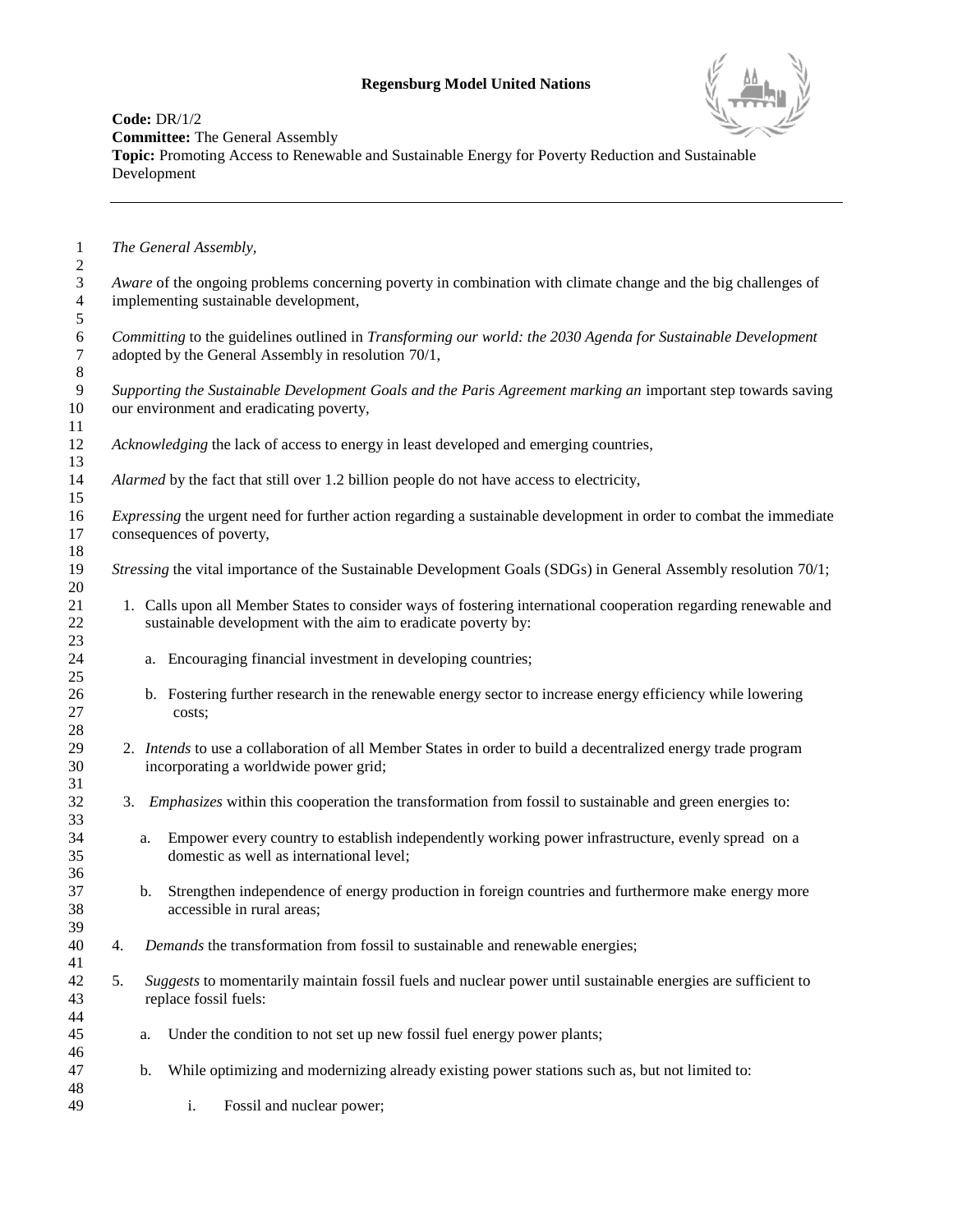**Regensburg Model United Nations**

**Code:** DR/1/2
**Committee:** The General Assembly
**Topic:** Promoting Access to Renewable and Sustainable Energy for Poverty Reduction and Sustainable Development

---

*The General Assembly,*

*Aware* of the ongoing problems concerning poverty in combination with climate change and the big challenges of implementing sustainable development,

*Committing* to the guidelines outlined in *Transforming our world: the 2030 Agenda for Sustainable Development* adopted by the General Assembly in resolution 70/1,

*Supporting the Sustainable Development Goals and the Paris Agreement marking an* important step towards saving our environment and eradicating poverty,

*Acknowledging* the lack of access to energy in least developed and emerging countries,

*Alarmed* by the fact that still over 1.2 billion people do not have access to electricity,

*Expressing* the urgent need for further action regarding a sustainable development in order to combat the immediate consequences of poverty,

*Stressing* the vital importance of the Sustainable Development Goals (SDGs) in General Assembly resolution 70/1;

1. Calls upon all Member States to consider ways of fostering international cooperation regarding renewable and sustainable development with the aim to eradicate poverty by:

    a. Encouraging financial investment in developing countries;

    b. Fostering further research in the renewable energy sector to increase energy efficiency while lowering costs;

2. *Intends* to use a collaboration of all Member States in order to build a decentralized energy trade program incorporating a worldwide power grid;

3. *Emphasizes* within this cooperation the transformation from fossil to sustainable and green energies to:

    a. Empower every country to establish independently working power infrastructure, evenly spread on a domestic as well as international level;

    b. Strengthen independence of energy production in foreign countries and furthermore make energy more accessible in rural areas;

4. *Demands* the transformation from fossil to sustainable and renewable energies;

5. *Suggests* to momentarily maintain fossil fuels and nuclear power until sustainable energies are sufficient to replace fossil fuels:

    a. Under the condition to not set up new fossil fuel energy power plants;

    b. While optimizing and modernizing already existing power stations such as, but not limited to:

        i. Fossil and nuclear power;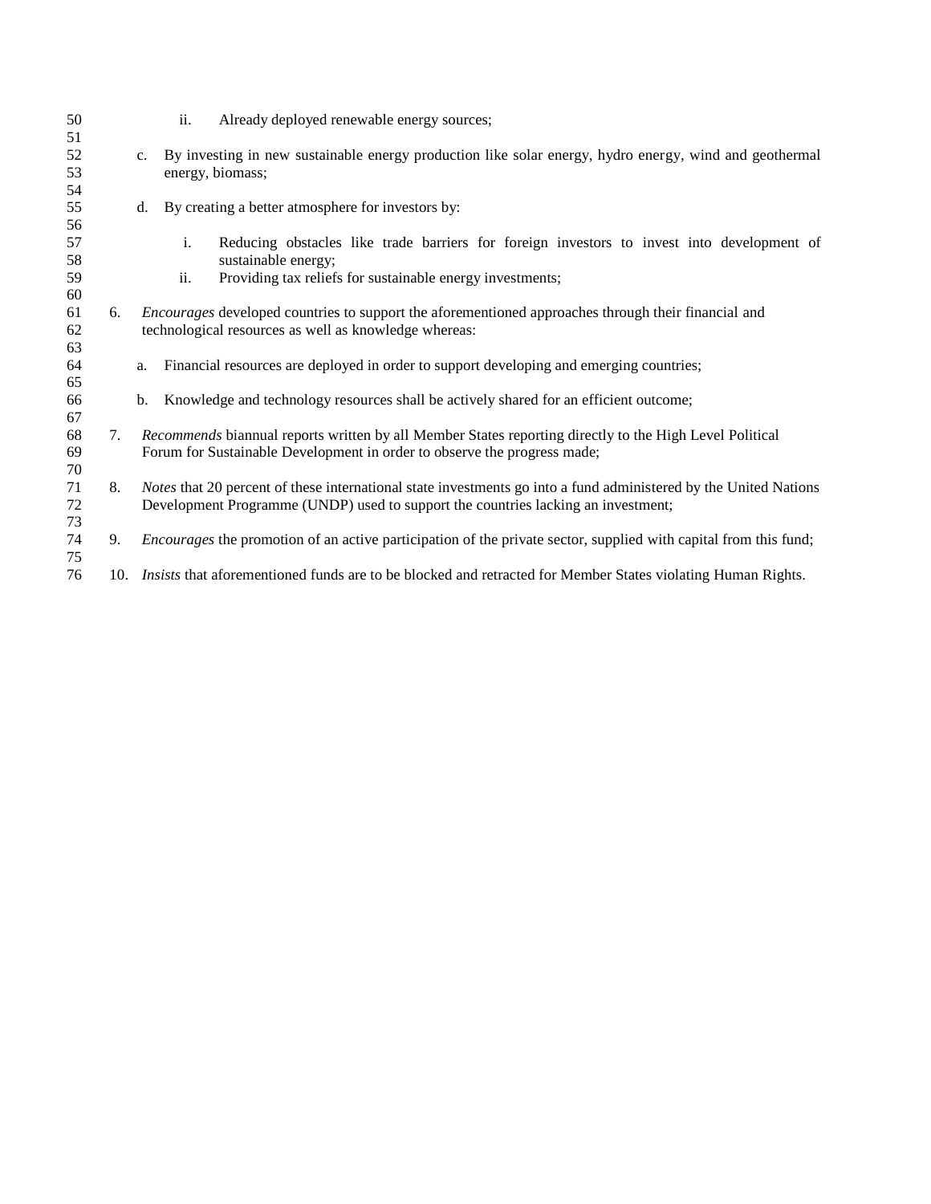ii. Already deployed renewable energy sources;

c. By investing in new sustainable energy production like solar energy, hydro energy, wind and geothermal energy, biomass;

d. By creating a better atmosphere for investors by:

   i. Reducing obstacles like trade barriers for foreign investors to invest into development of sustainable energy;
   ii. Providing tax reliefs for sustainable energy investments;

6. *Encourages* developed countries to support the aforementioned approaches through their financial and technological resources as well as knowledge whereas:

   a. Financial resources are deployed in order to support developing and emerging countries;

   b. Knowledge and technology resources shall be actively shared for an efficient outcome;

7. *Recommends* biannual reports written by all Member States reporting directly to the High Level Political Forum for Sustainable Development in order to observe the progress made;

8. *Notes* that 20 percent of these international state investments go into a fund administered by the United Nations Development Programme (UNDP) used to support the countries lacking an investment;

9. *Encourages* the promotion of an active participation of the private sector, supplied with capital from this fund;

10. *Insists* that aforementioned funds are to be blocked and retracted for Member States violating Human Rights.